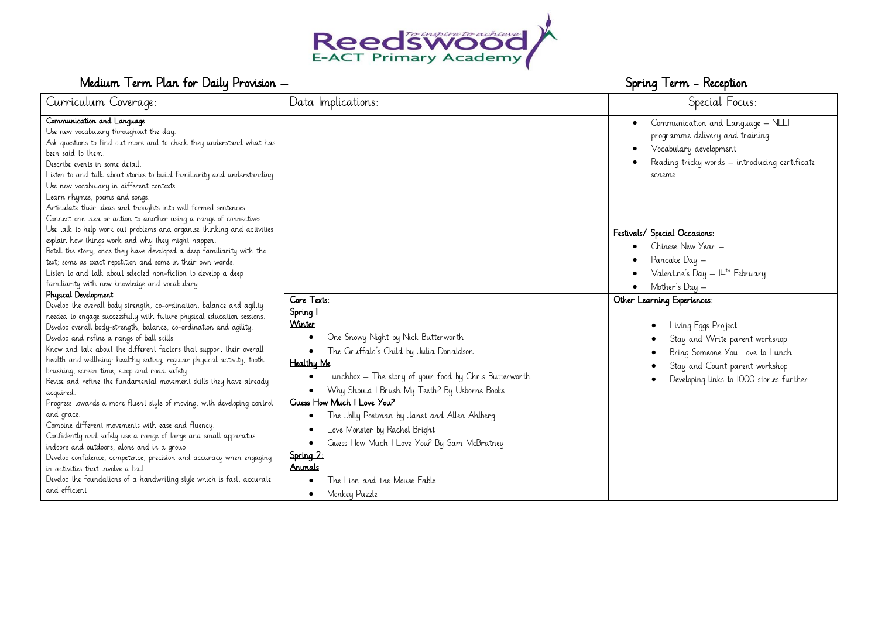Reedswood E-ACT Primary Academy
*To inspire to achieve*

# Medium Term Plan for Daily Provision – Spring Term - Reception

| Curriculum Coverage: | Data Implications: | Special Focus: |
|---|---|---|
| **Communication and Language**<br>Use new vocabulary throughout the day.<br>Ask questions to find out more and to check they understand what has been said to them.<br>Describe events in some detail.<br>Listen to and talk about stories to build familiarity and understanding.<br>Use new vocabulary in different contexts.<br>Learn rhymes, poems and songs.<br>Articulate their ideas and thoughts into well formed sentences.<br>Connect one idea or action to another using a range of connectives.<br>Use talk to help work out problems and organise thinking and activities explain how things work and why they might happen.<br>Retell the story, once they have developed a deep familiarity with the text; some as exact repetition and some in their own words.<br>Listen to and talk about selected non-fiction to develop a deep familiarity with new knowledge and vocabulary.<br>**Physical Development**<br>Develop the overall body strength, co-ordination, balance and agility needed to engage successfully with future physical education sessions.<br>Develop overall body-strength, balance, co-ordination and agility.<br>Develop and refine a range of ball skills.<br>Know and talk about the different factors that support their overall health and wellbeing: healthy eating, regular physical activity, tooth brushing, screen time, sleep and road safety.<br>Revise and refine the fundamental movement skills they have already acquired.<br>Progress towards a more fluent style of moving, with developing control and grace.<br>Combine different movements with ease and fluency.<br>Confidently and safely use a range of large and small apparatus indoors and outdoors, alone and in a group.<br>Develop confidence, competence, precision and accuracy when engaging in activities that involve a ball.<br>Develop the foundations of a handwriting style which is fast, accurate and efficient. | <br><br><br><br><br><br><br><br><br><br><br><br><br><br>**Core Texts:**<br><u>Spring 1</u><br><u>Winter</u><br>• One Snowy Night by Nick Butterworth<br>• The Gruffalo's Child by Julia Donaldson<br><u>Healthy Me</u><br>• Lunchbox – The story of your food by Chris Butterworth<br>• Why Should I Brush My Teeth? By Usborne Books<br><u>Guess How Much I Love You?</u><br>• The Jolly Postman by Janet and Allen Ahlberg<br>• Love Monster by Rachel Bright<br>• Guess How Much I Love You? By Sam McBratney<br><u>Spring 2:</u><br><u>Animals</u><br>• The Lion and the Mouse Fable<br>• Monkey Puzzle | • Communication and Language – NELI programme delivery and training<br>• Vocabulary development<br>• Reading tricky words – introducing certificate scheme<br><br>**Festivals/ Special Occasions:**<br>• Chinese New Year –<br>• Pancake Day –<br>• Valentine's Day – 14th February<br>• Mother's Day –<br><br>**Other Learning Experiences:**<br>• Living Eggs Project<br>• Stay and Write parent workshop<br>• Bring Someone You Love to Lunch<br>• Stay and Count parent workshop<br>• Developing links to 1000 stories further |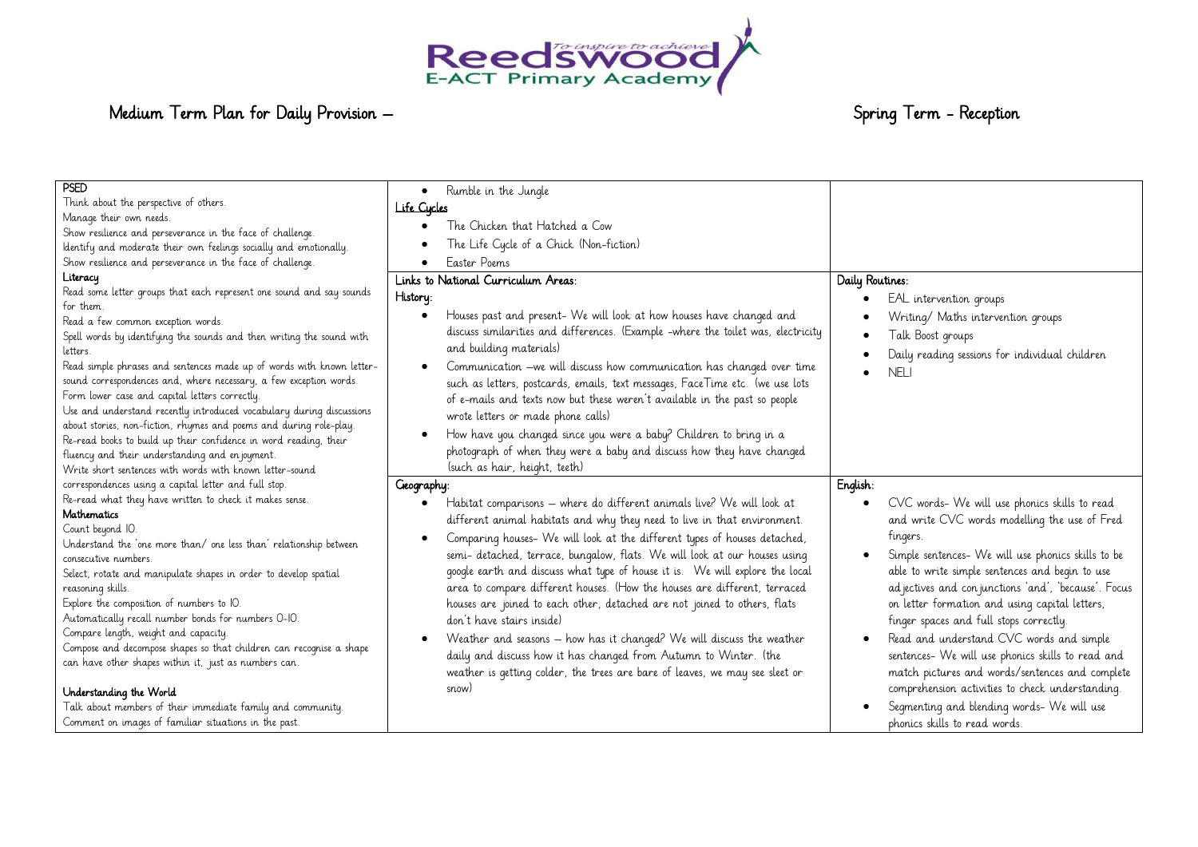Medium Term Plan for Daily Provision – Spring Term - Reception

**PSED**

Think about the perspective of others.
Manage their own needs.
Show resilience and perseverance in the face of challenge.
Identify and moderate their own feelings socially and emotionally.
Show resilience and perseverance in the face of challenge.

**Literacy**

Read some letter groups that each represent one sound and say sounds for them.
Read a few common exception words.
Spell words by identifying the sounds and then writing the sound with letters.
Read simple phrases and sentences made up of words with known letter-sound correspondences and, where necessary, a few exception words.
Form lower case and capital letters correctly.
Use and understand recently introduced vocabulary during discussions about stories, non-fiction, rhymes and poems and during role-play.
Re-read books to build up their confidence in word reading, their fluency and their understanding and enjoyment.
Write short sentences with words with known letter-sound correspondences using a capital letter and full stop.
Re-read what they have written to check it makes sense.

**Mathematics**

Count beyond 10.
Understand the 'one more than/ one less than' relationship between consecutive numbers.
Select, rotate and manipulate shapes in order to develop spatial reasoning skills.
Explore the composition of numbers to 10.
Automatically recall number bonds for numbers 0-10.
Compare length, weight and capacity.
Compose and decompose shapes so that children can recognise a shape can have other shapes within it, just as numbers can.

**Understanding the World**

Talk about members of their immediate family and community.
Comment on images of familiar situations in the past.

- Rumble in the Jungle

Life Cycles

- The Chicken that Hatched a Cow
- The Life Cycle of a Chick (Non-fiction)
- Easter Poems

**Links to National Curriculum Areas:**

**History:**

- Houses past and present- We will look at how houses have changed and discuss similarities and differences. (Example -where the toilet was, electricity and building materials)
- Communication –we will discuss how communication has changed over time such as letters, postcards, emails, text messages, FaceTime etc. (we use lots of e-mails and texts now but these weren't available in the past so people wrote letters or made phone calls)
- How have you changed since you were a baby? Children to bring in a photograph of when they were a baby and discuss how they have changed (such as hair, height, teeth)

**Geography:**

- Habitat comparisons – where do different animals live? We will look at different animal habitats and why they need to live in that environment.
- Comparing houses- We will look at the different types of houses detached, semi- detached, terrace, bungalow, flats. We will look at our houses using google earth and discuss what type of house it is. We will explore the local area to compare different houses. (How the houses are different, terraced houses are joined to each other, detached are not joined to others, flats don't have stairs inside)
- Weather and seasons – how has it changed? We will discuss the weather daily and discuss how it has changed from Autumn to Winter. (the weather is getting colder, the trees are bare of leaves, we may see sleet or snow)

**Daily Routines:**

- EAL intervention groups
- Writing/ Maths intervention groups
- Talk Boost groups
- Daily reading sessions for individual children
- NELI

**English:**

- CVC words- We will use phonics skills to read and write CVC words modelling the use of Fred fingers.
- Simple sentences- We will use phonics skills to be able to write simple sentences and begin to use adjectives and conjunctions 'and', 'because'. Focus on letter formation and using capital letters, finger spaces and full stops correctly.
- Read and understand CVC words and simple sentences- We will use phonics skills to read and match pictures and words/sentences and complete comprehension activities to check understanding.
- Segmenting and blending words- We will use phonics skills to read words.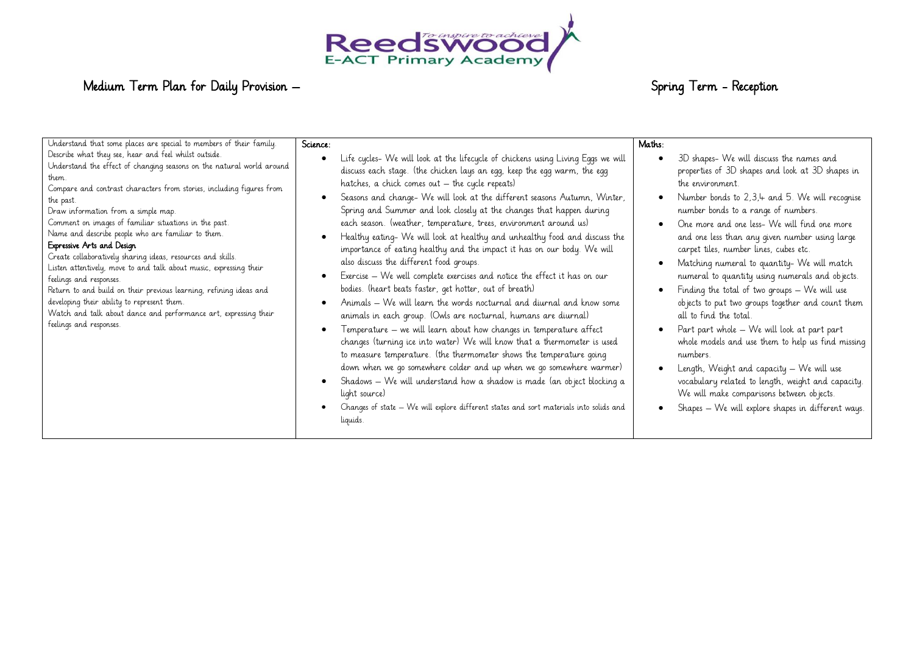# Reedswood E-ACT Primary Academy

To inspire to achieve

## Medium Term Plan for Daily Provision – Spring Term - Reception

| | | |
|---|---|---|
| Understand that some places are special to members of their family.<br>Describe what they see, hear and feel whilst outside.<br>Understand the effect of changing seasons on the natural world around them.<br>Compare and contrast characters from stories, including figures from the past.<br>Draw information from a simple map.<br>Comment on images of familiar situations in the past.<br>Name and describe people who are familiar to them.<br>**Expressive Arts and Design**<br>Create collaboratively sharing ideas, resources and skills.<br>Listen attentively, move to and talk about music, expressing their feelings and responses.<br>Return to and build on their previous learning, refining ideas and developing their ability to represent them.<br>Watch and talk about dance and performance art, expressing their feelings and responses. | **Science:**<br>• Life cycles- We will look at the lifecycle of chickens using Living Eggs we will discuss each stage. (the chicken lays an egg, keep the egg warm, the egg hatches, a chick comes out – the cycle repeats)<br>• Seasons and change- We will look at the different seasons Autumn, Winter, Spring and Summer and look closely at the changes that happen during each season. (weather, temperature, trees, environment around us)<br>• Healthy eating- We will look at healthy and unhealthy food and discuss the importance of eating healthy and the impact it has on our body. We will also discuss the different food groups.<br>• Exercise – We well complete exercises and notice the effect it has on our bodies. (heart beats faster, get hotter, out of breath)<br>• Animals – We will learn the words nocturnal and diurnal and know some animals in each group. (Owls are nocturnal, humans are diurnal)<br>• Temperature – we will learn about how changes in temperature affect changes (turning ice into water) We will know that a thermometer is used to measure temperature. (the thermometer shows the temperature going down when we go somewhere colder and up when we go somewhere warmer)<br>• Shadows – We will understand how a shadow is made (an object blocking a light source)<br>• Changes of state – We will explore different states and sort materials into solids and liquids. | **Maths:**<br>• 3D shapes- We will discuss the names and properties of 3D shapes and look at 3D shapes in the environment.<br>• Number bonds to 2,3,4 and 5. We will recognise number bonds to a range of numbers.<br>• One more and one less- We will find one more and one less than any given number using large carpet tiles, number lines, cubes etc.<br>• Matching numeral to quantity- We will match numeral to quantity using numerals and objects.<br>• Finding the total of two groups – We will use objects to put two groups together and count them all to find the total.<br>• Part part whole – We will look at part part whole models and use them to help us find missing numbers.<br>• Length, Weight and capacity – We will use vocabulary related to length, weight and capacity. We will make comparisons between objects.<br>• Shapes – We will explore shapes in different ways. |